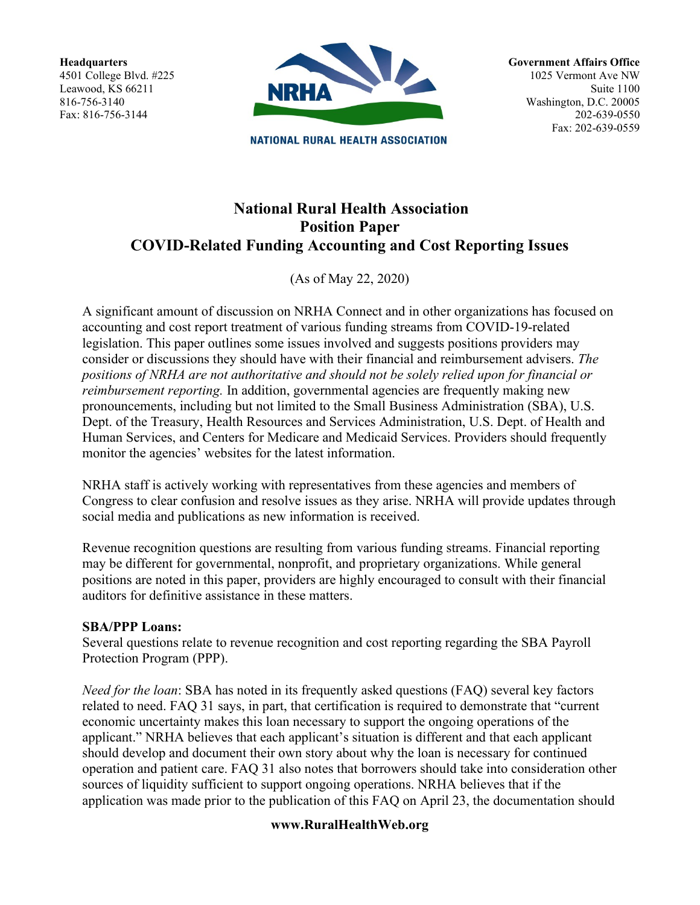**Headquarters**
4501 College Blvd. #225
Leawood, KS 66211
816-756-3140
Fax: 816-756-3144

NRHA
NATIONAL RURAL HEALTH ASSOCIATION

**Government Affairs Office**
1025 Vermont Ave NW
Suite 1100
Washington, D.C. 20005
202-639-0550
Fax: 202-639-0559

# National Rural Health Association
# Position Paper
# COVID-Related Funding Accounting and Cost Reporting Issues

(As of May 22, 2020)

A significant amount of discussion on NRHA Connect and in other organizations has focused on accounting and cost report treatment of various funding streams from COVID-19-related legislation. This paper outlines some issues involved and suggests positions providers may consider or discussions they should have with their financial and reimbursement advisers. *The positions of NRHA are not authoritative and should not be solely relied upon for financial or reimbursement reporting.* In addition, governmental agencies are frequently making new pronouncements, including but not limited to the Small Business Administration (SBA), U.S. Dept. of the Treasury, Health Resources and Services Administration, U.S. Dept. of Health and Human Services, and Centers for Medicare and Medicaid Services. Providers should frequently monitor the agencies' websites for the latest information.

NRHA staff is actively working with representatives from these agencies and members of Congress to clear confusion and resolve issues as they arise. NRHA will provide updates through social media and publications as new information is received.

Revenue recognition questions are resulting from various funding streams. Financial reporting may be different for governmental, nonprofit, and proprietary organizations. While general positions are noted in this paper, providers are highly encouraged to consult with their financial auditors for definitive assistance in these matters.

**SBA/PPP Loans:**
Several questions relate to revenue recognition and cost reporting regarding the SBA Payroll Protection Program (PPP).

*Need for the loan*: SBA has noted in its frequently asked questions (FAQ) several key factors related to need. FAQ 31 says, in part, that certification is required to demonstrate that "current economic uncertainty makes this loan necessary to support the ongoing operations of the applicant." NRHA believes that each applicant's situation is different and that each applicant should develop and document their own story about why the loan is necessary for continued operation and patient care. FAQ 31 also notes that borrowers should take into consideration other sources of liquidity sufficient to support ongoing operations. NRHA believes that if the application was made prior to the publication of this FAQ on April 23, the documentation should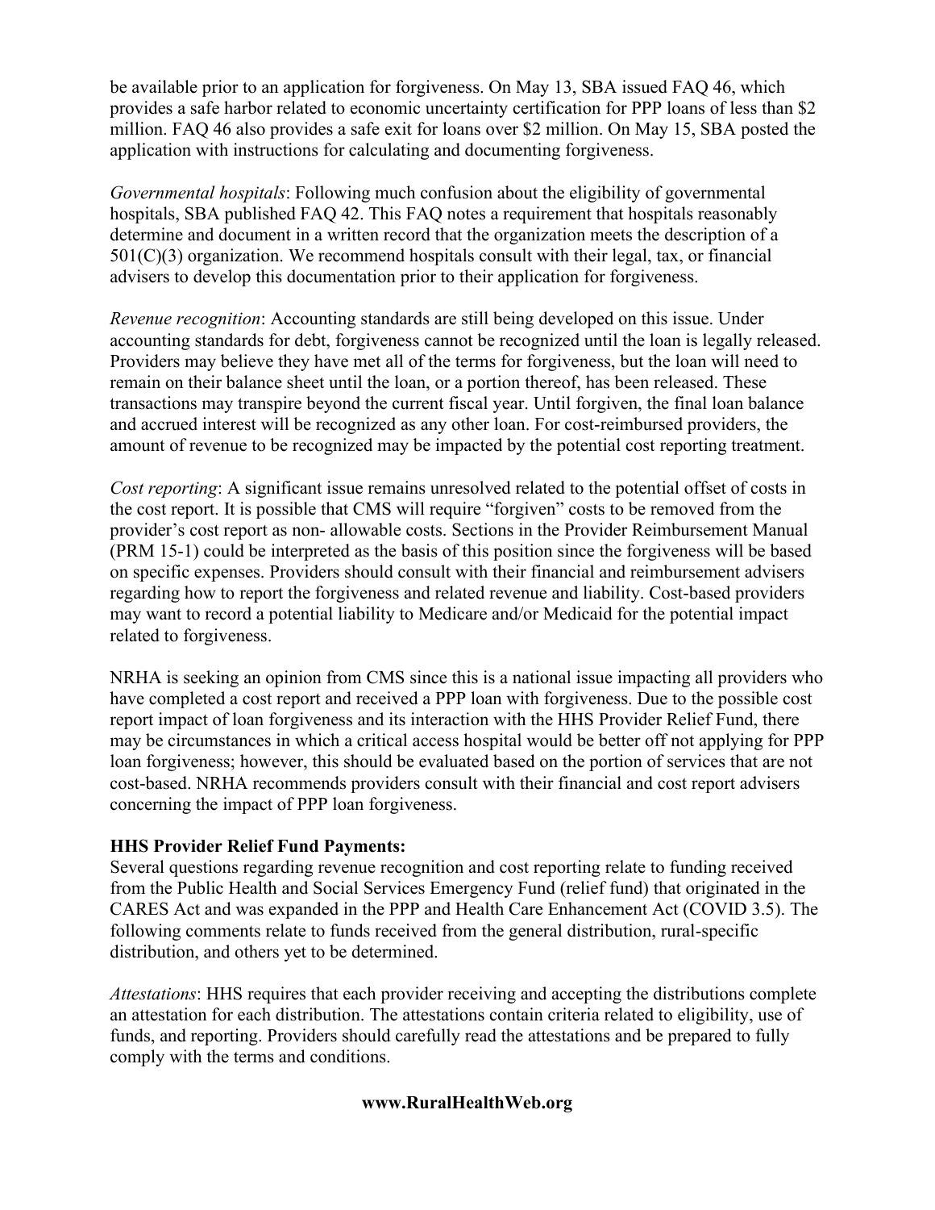be available prior to an application for forgiveness. On May 13, SBA issued FAQ 46, which provides a safe harbor related to economic uncertainty certification for PPP loans of less than $2 million. FAQ 46 also provides a safe exit for loans over $2 million. On May 15, SBA posted the application with instructions for calculating and documenting forgiveness.

*Governmental hospitals*: Following much confusion about the eligibility of governmental hospitals, SBA published FAQ 42. This FAQ notes a requirement that hospitals reasonably determine and document in a written record that the organization meets the description of a 501(C)(3) organization. We recommend hospitals consult with their legal, tax, or financial advisers to develop this documentation prior to their application for forgiveness.

*Revenue recognition*: Accounting standards are still being developed on this issue. Under accounting standards for debt, forgiveness cannot be recognized until the loan is legally released. Providers may believe they have met all of the terms for forgiveness, but the loan will need to remain on their balance sheet until the loan, or a portion thereof, has been released. These transactions may transpire beyond the current fiscal year. Until forgiven, the final loan balance and accrued interest will be recognized as any other loan. For cost-reimbursed providers, the amount of revenue to be recognized may be impacted by the potential cost reporting treatment.

*Cost reporting*: A significant issue remains unresolved related to the potential offset of costs in the cost report. It is possible that CMS will require "forgiven" costs to be removed from the provider's cost report as non- allowable costs. Sections in the Provider Reimbursement Manual (PRM 15-1) could be interpreted as the basis of this position since the forgiveness will be based on specific expenses. Providers should consult with their financial and reimbursement advisers regarding how to report the forgiveness and related revenue and liability. Cost-based providers may want to record a potential liability to Medicare and/or Medicaid for the potential impact related to forgiveness.

NRHA is seeking an opinion from CMS since this is a national issue impacting all providers who have completed a cost report and received a PPP loan with forgiveness. Due to the possible cost report impact of loan forgiveness and its interaction with the HHS Provider Relief Fund, there may be circumstances in which a critical access hospital would be better off not applying for PPP loan forgiveness; however, this should be evaluated based on the portion of services that are not cost-based. NRHA recommends providers consult with their financial and cost report advisers concerning the impact of PPP loan forgiveness.

**HHS Provider Relief Fund Payments:**

Several questions regarding revenue recognition and cost reporting relate to funding received from the Public Health and Social Services Emergency Fund (relief fund) that originated in the CARES Act and was expanded in the PPP and Health Care Enhancement Act (COVID 3.5). The following comments relate to funds received from the general distribution, rural-specific distribution, and others yet to be determined.

*Attestations*: HHS requires that each provider receiving and accepting the distributions complete an attestation for each distribution. The attestations contain criteria related to eligibility, use of funds, and reporting. Providers should carefully read the attestations and be prepared to fully comply with the terms and conditions.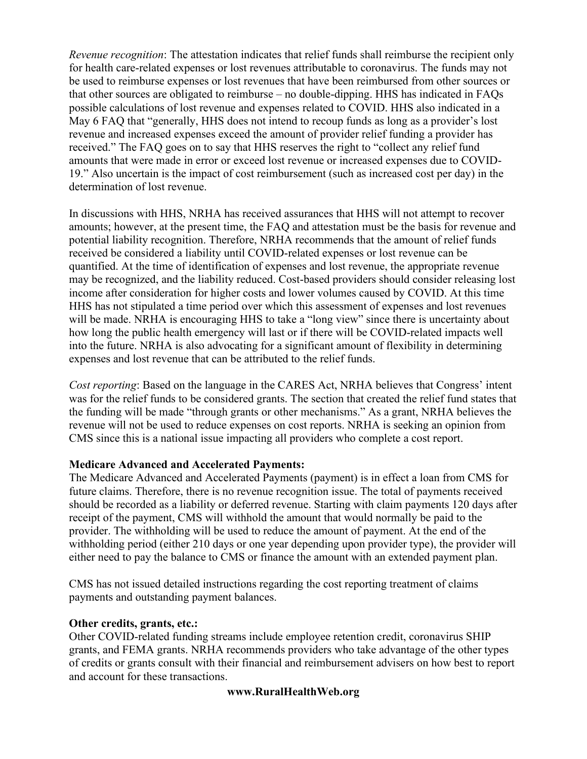*Revenue recognition*: The attestation indicates that relief funds shall reimburse the recipient only for health care-related expenses or lost revenues attributable to coronavirus. The funds may not be used to reimburse expenses or lost revenues that have been reimbursed from other sources or that other sources are obligated to reimburse – no double-dipping. HHS has indicated in FAQs possible calculations of lost revenue and expenses related to COVID. HHS also indicated in a May 6 FAQ that "generally, HHS does not intend to recoup funds as long as a provider's lost revenue and increased expenses exceed the amount of provider relief funding a provider has received." The FAQ goes on to say that HHS reserves the right to "collect any relief fund amounts that were made in error or exceed lost revenue or increased expenses due to COVID-19." Also uncertain is the impact of cost reimbursement (such as increased cost per day) in the determination of lost revenue.

In discussions with HHS, NRHA has received assurances that HHS will not attempt to recover amounts; however, at the present time, the FAQ and attestation must be the basis for revenue and potential liability recognition. Therefore, NRHA recommends that the amount of relief funds received be considered a liability until COVID-related expenses or lost revenue can be quantified. At the time of identification of expenses and lost revenue, the appropriate revenue may be recognized, and the liability reduced. Cost-based providers should consider releasing lost income after consideration for higher costs and lower volumes caused by COVID. At this time HHS has not stipulated a time period over which this assessment of expenses and lost revenues will be made. NRHA is encouraging HHS to take a "long view" since there is uncertainty about how long the public health emergency will last or if there will be COVID-related impacts well into the future. NRHA is also advocating for a significant amount of flexibility in determining expenses and lost revenue that can be attributed to the relief funds.

*Cost reporting*: Based on the language in the CARES Act, NRHA believes that Congress' intent was for the relief funds to be considered grants. The section that created the relief fund states that the funding will be made "through grants or other mechanisms." As a grant, NRHA believes the revenue will not be used to reduce expenses on cost reports. NRHA is seeking an opinion from CMS since this is a national issue impacting all providers who complete a cost report.

**Medicare Advanced and Accelerated Payments:**

The Medicare Advanced and Accelerated Payments (payment) is in effect a loan from CMS for future claims. Therefore, there is no revenue recognition issue. The total of payments received should be recorded as a liability or deferred revenue. Starting with claim payments 120 days after receipt of the payment, CMS will withhold the amount that would normally be paid to the provider. The withholding will be used to reduce the amount of payment. At the end of the withholding period (either 210 days or one year depending upon provider type), the provider will either need to pay the balance to CMS or finance the amount with an extended payment plan.

CMS has not issued detailed instructions regarding the cost reporting treatment of claims payments and outstanding payment balances.

**Other credits, grants, etc.:**

Other COVID-related funding streams include employee retention credit, coronavirus SHIP grants, and FEMA grants. NRHA recommends providers who take advantage of the other types of credits or grants consult with their financial and reimbursement advisers on how best to report and account for these transactions.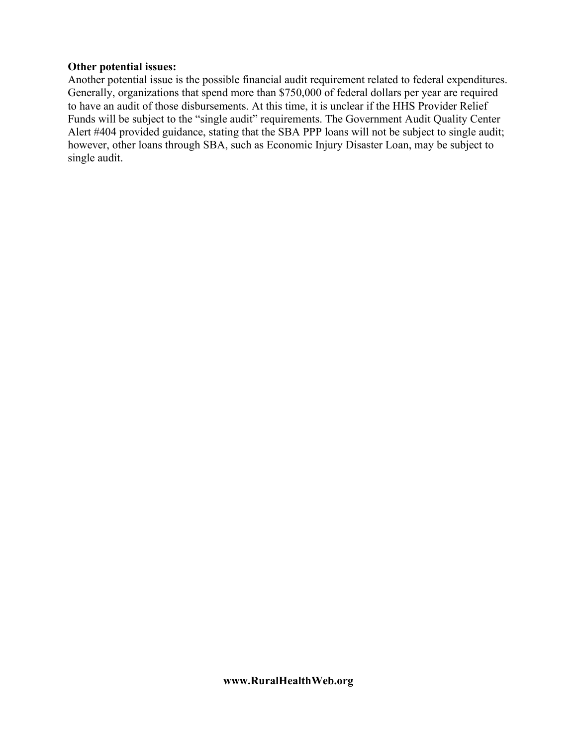**Other potential issues:**
Another potential issue is the possible financial audit requirement related to federal expenditures. Generally, organizations that spend more than $750,000 of federal dollars per year are required to have an audit of those disbursements. At this time, it is unclear if the HHS Provider Relief Funds will be subject to the "single audit" requirements. The Government Audit Quality Center Alert #404 provided guidance, stating that the SBA PPP loans will not be subject to single audit; however, other loans through SBA, such as Economic Injury Disaster Loan, may be subject to single audit.